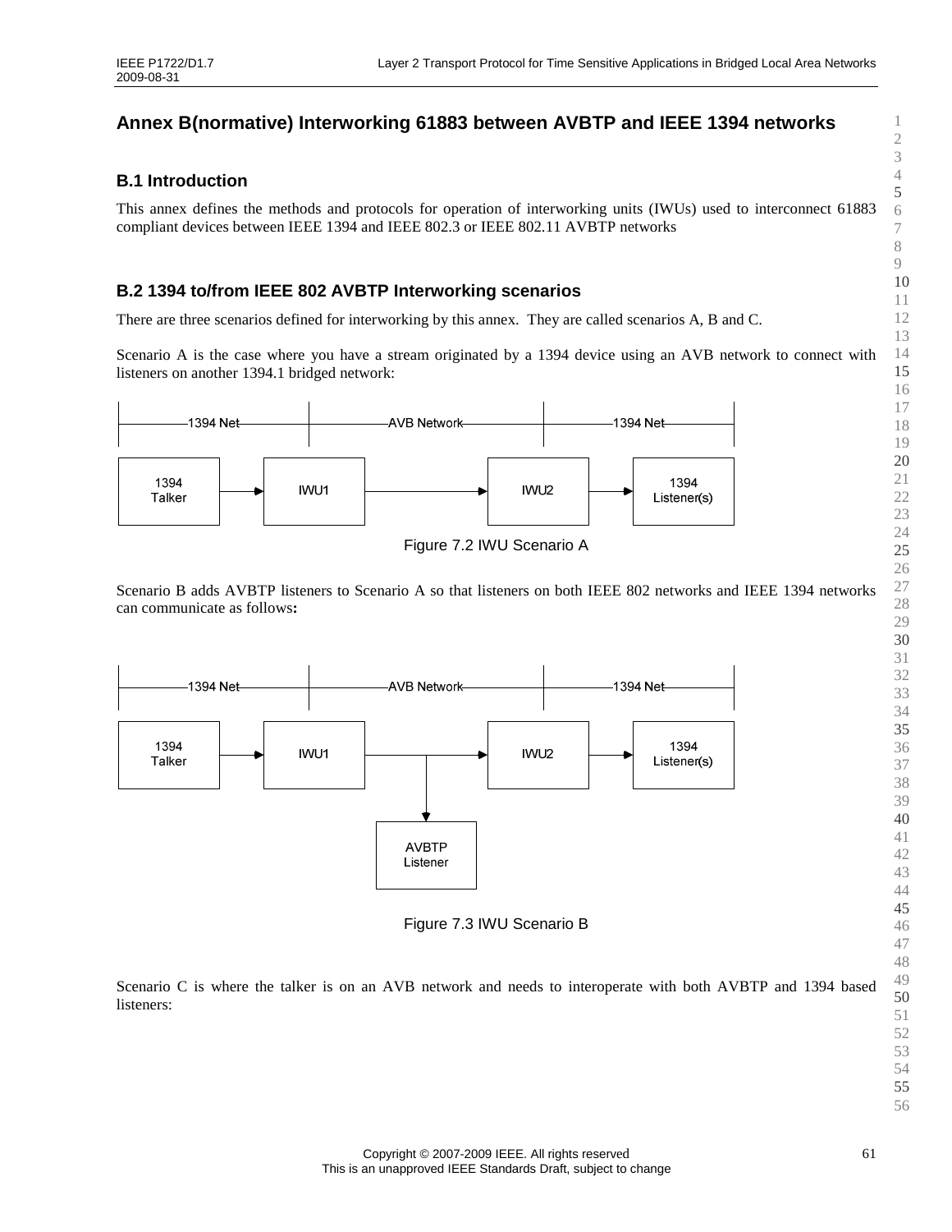# Annex B(normative) Interworking 61883 between AVBTP and IEEE 1394 networks

## B.1 Introduction

This annex defines the methods and protocols for operation of interworking units (IWUs) used to interconnect 61883 compliant devices between IEEE 1394 and IEEE 802.3 or IEEE 802.11 AVBTP networks

## B.2 1394 to/from IEEE 802 AVBTP Interworking scenarios

There are three scenarios defined for interworking by this annex. They are called scenarios A, B and C.

Scenario A is the case where you have a stream originated by a 1394 device using an AVB network to connect with listeners on another 1394.1 bridged network:

Figure 7.2 IWU Scenario A

Scenario B adds AVBTP listeners to Scenario A so that listeners on both IEEE 802 networks and IEEE 1394 networks can communicate as follows**:**

Figure 7.3 IWU Scenario B

Scenario C is where the talker is on an AVB network and needs to interoperate with both AVBTP and 1394 based listeners: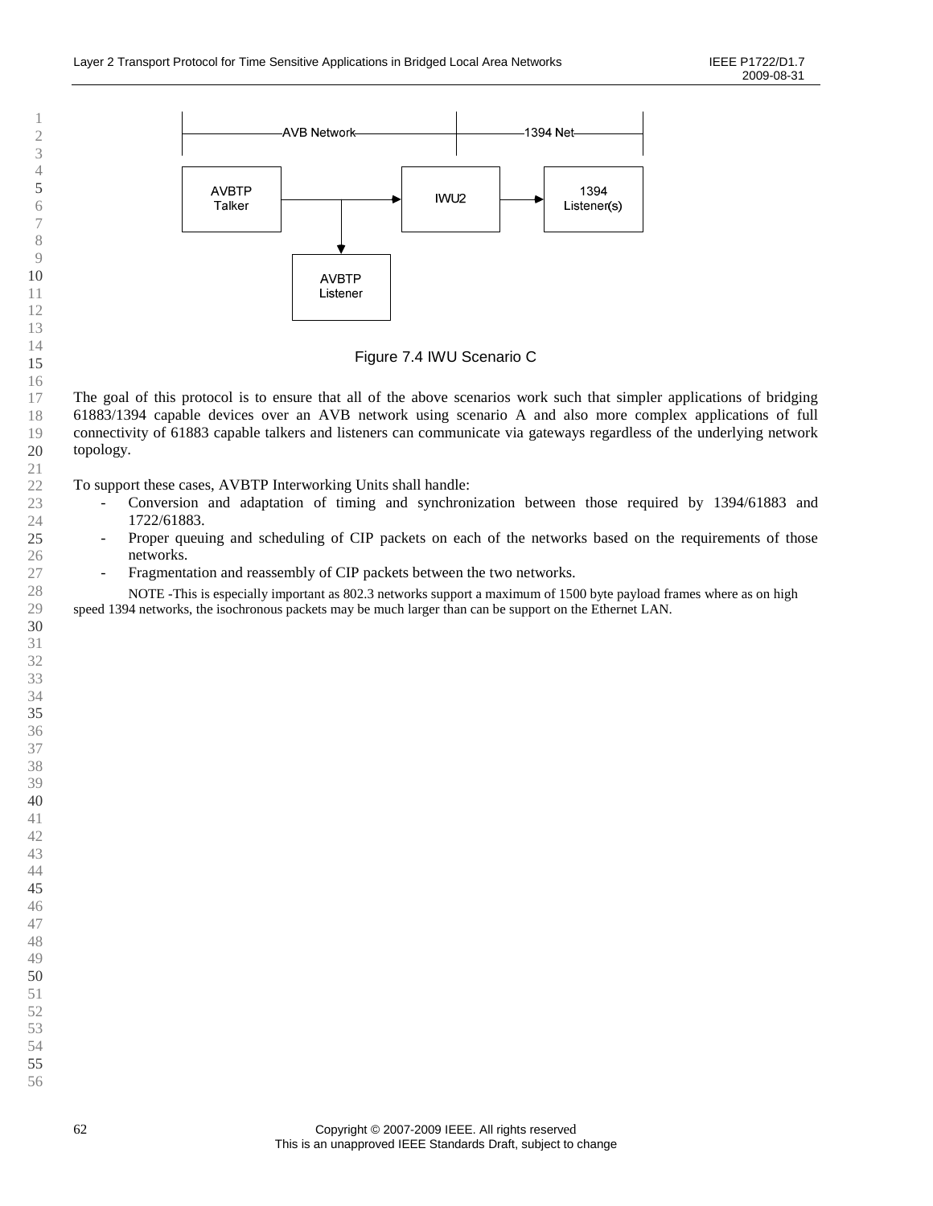Figure 7.4 IWU Scenario C

The goal of this protocol is to ensure that all of the above scenarios work such that simpler applications of bridging 61883/1394 capable devices over an AVB network using scenario A and also more complex applications of full connectivity of 61883 capable talkers and listeners can communicate via gateways regardless of the underlying network topology.

To support these cases, AVBTP Interworking Units shall handle:

- Conversion and adaptation of timing and synchronization between those required by 1394/61883 and 1722/61883.
- Proper queuing and scheduling of CIP packets on each of the networks based on the requirements of those networks.
- Fragmentation and reassembly of CIP packets between the two networks.

NOTE -This is especially important as 802.3 networks support a maximum of 1500 byte payload frames where as on high speed 1394 networks, the isochronous packets may be much larger than can be support on the Ethernet LAN.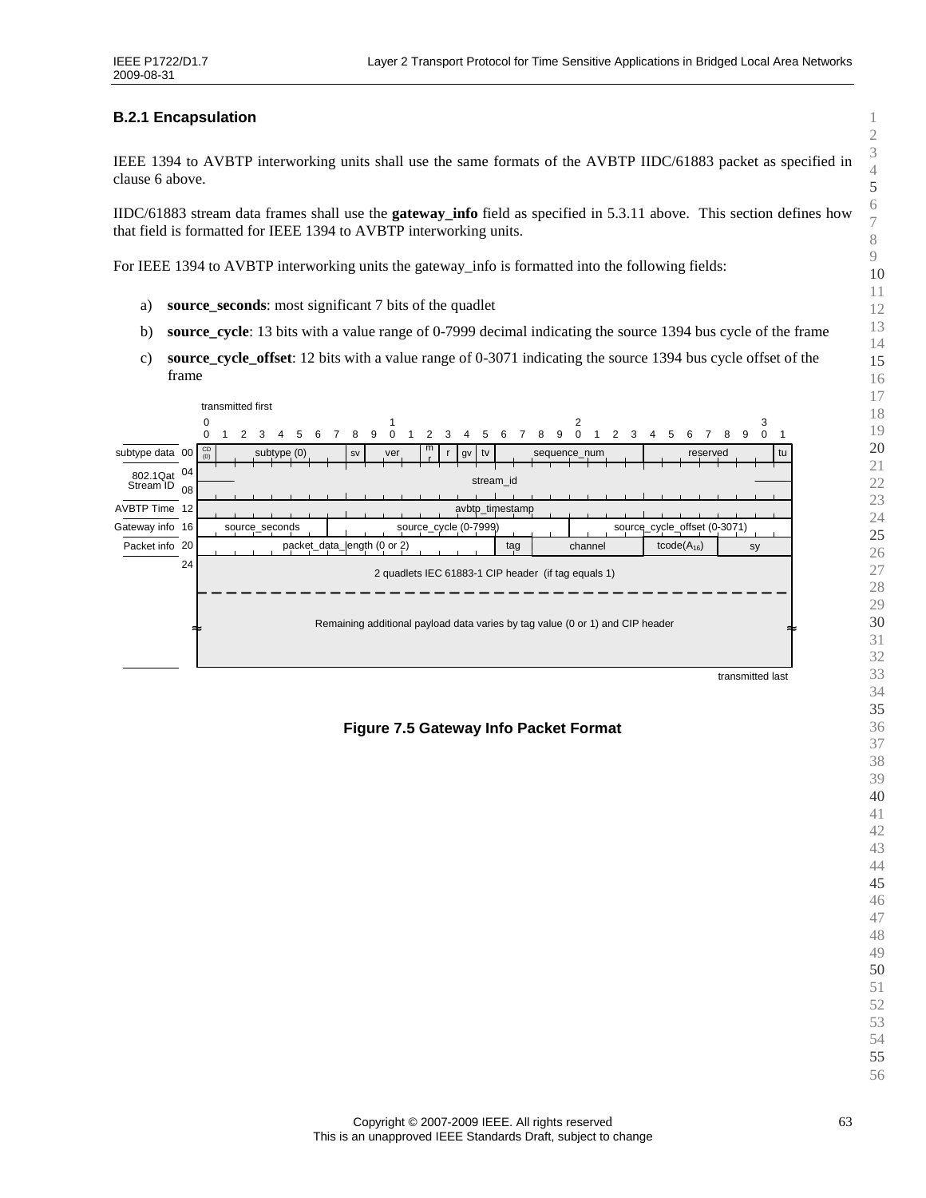### B.2.1 Encapsulation

IEEE 1394 to AVBTP interworking units shall use the same formats of the AVBTP IIDC/61883 packet as specified in clause 6 above.

IIDC/61883 stream data frames shall use the **gateway_info** field as specified in 5.3.11 above. This section defines how that field is formatted for IEEE 1394 to AVBTP interworking units.

For IEEE 1394 to AVBTP interworking units the gateway_info is formatted into the following fields:

a) **source_seconds**: most significant 7 bits of the quadlet

b) **source_cycle**: 13 bits with a value range of 0-7999 decimal indicating the source 1394 bus cycle of the frame

c) **source_cycle_offset**: 12 bits with a value range of 0-3071 indicating the source 1394 bus cycle offset of the frame

transmitted first

| | Offset | Fields |
|---|---|---|
| subtype data | 00 | CD (0) \| subtype (0) \| sv \| ver \| mr \| r \| gv \| tv \| sequence_num \| reserved \| tu |
| 802.1Qat Stream ID | 04 | stream_id |
| | 08 | |
| AVBTP Time | 12 | avbtp_timestamp |
| Gateway info | 16 | source_seconds \| source_cycle (0-7999) \| source_cycle_offset (0-3071) |
| Packet info | 20 | packet_data_length (0 or 2) \| tag \| channel \| tcode($A_{16}$) \| sy |
| | 24 | 2 quadlets IEC 61883-1 CIP header (if tag equals 1) |
| | | Remaining additional payload data varies by tag value (0 or 1) and CIP header |

transmitted last

**Figure 7.5 Gateway Info Packet Format**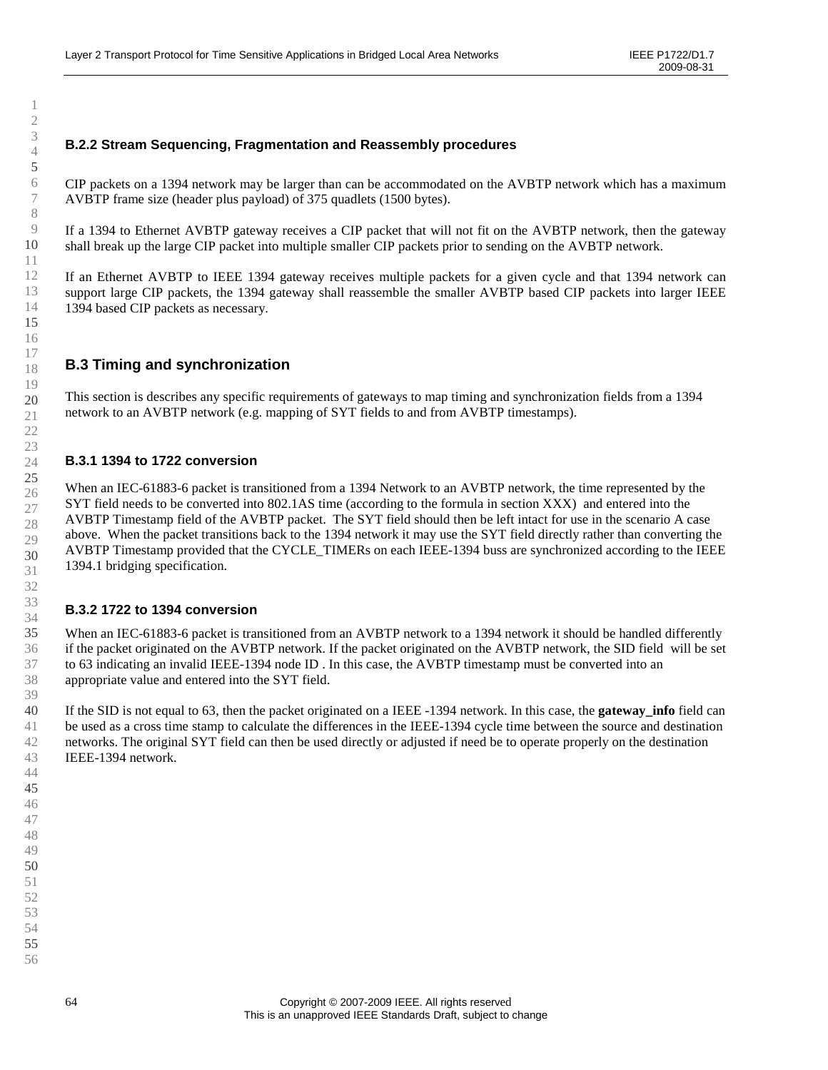### B.2.2 Stream Sequencing, Fragmentation and Reassembly procedures

CIP packets on a 1394 network may be larger than can be accommodated on the AVBTP network which has a maximum AVBTP frame size (header plus payload) of 375 quadlets (1500 bytes).

If a 1394 to Ethernet AVBTP gateway receives a CIP packet that will not fit on the AVBTP network, then the gateway shall break up the large CIP packet into multiple smaller CIP packets prior to sending on the AVBTP network.

If an Ethernet AVBTP to IEEE 1394 gateway receives multiple packets for a given cycle and that 1394 network can support large CIP packets, the 1394 gateway shall reassemble the smaller AVBTP based CIP packets into larger IEEE 1394 based CIP packets as necessary.

## B.3 Timing and synchronization

This section is describes any specific requirements of gateways to map timing and synchronization fields from a 1394 network to an AVBTP network (e.g. mapping of SYT fields to and from AVBTP timestamps).

### B.3.1 1394 to 1722 conversion

When an IEC-61883-6 packet is transitioned from a 1394 Network to an AVBTP network, the time represented by the SYT field needs to be converted into 802.1AS time (according to the formula in section XXX) and entered into the AVBTP Timestamp field of the AVBTP packet. The SYT field should then be left intact for use in the scenario A case above. When the packet transitions back to the 1394 network it may use the SYT field directly rather than converting the AVBTP Timestamp provided that the CYCLE_TIMERs on each IEEE-1394 buss are synchronized according to the IEEE 1394.1 bridging specification.

### B.3.2 1722 to 1394 conversion

When an IEC-61883-6 packet is transitioned from an AVBTP network to a 1394 network it should be handled differently if the packet originated on the AVBTP network. If the packet originated on the AVBTP network, the SID field will be set to 63 indicating an invalid IEEE-1394 node ID . In this case, the AVBTP timestamp must be converted into an appropriate value and entered into the SYT field.

If the SID is not equal to 63, then the packet originated on a IEEE -1394 network. In this case, the **gateway_info** field can be used as a cross time stamp to calculate the differences in the IEEE-1394 cycle time between the source and destination networks. The original SYT field can then be used directly or adjusted if need be to operate properly on the destination IEEE-1394 network.